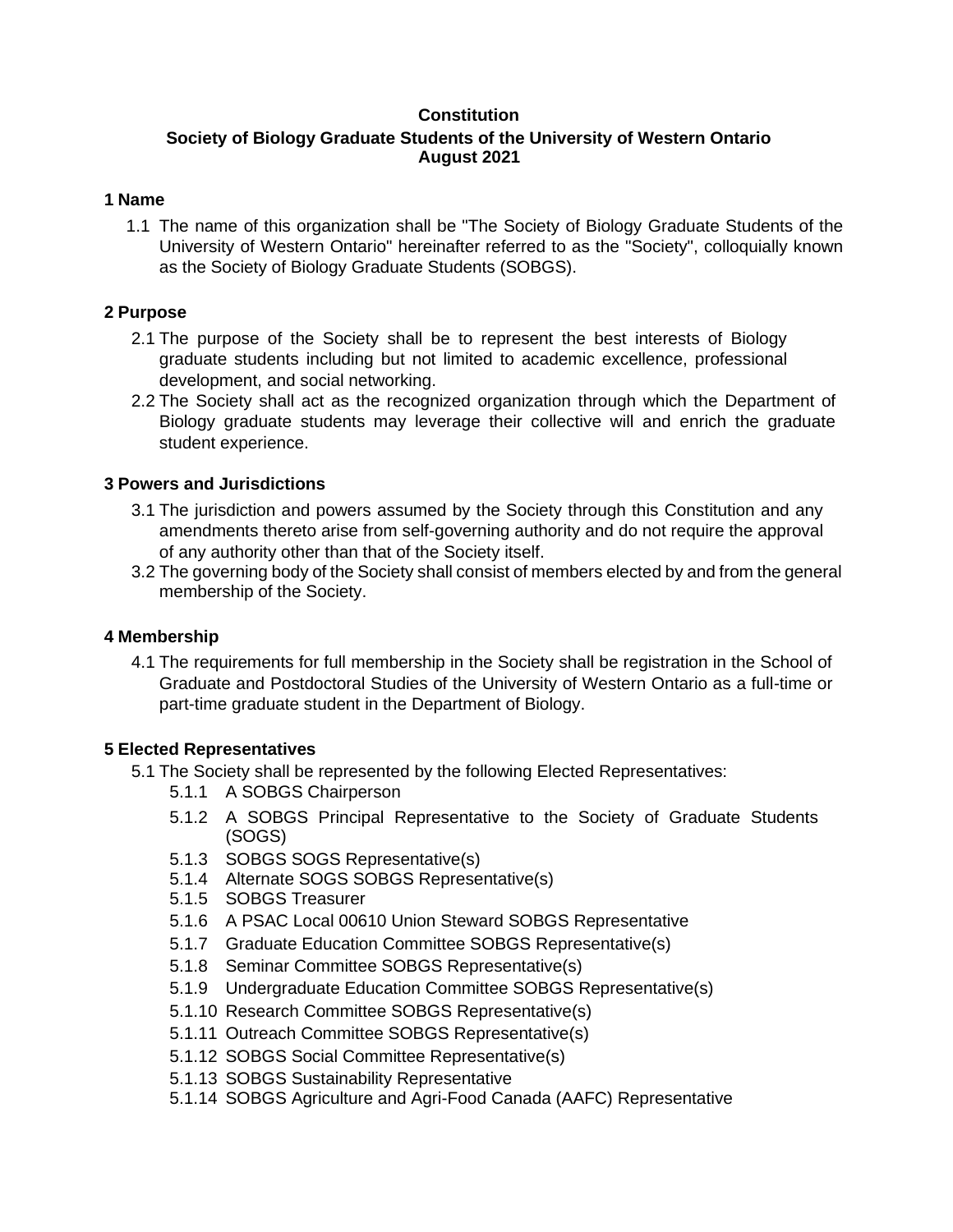# Constitution

## Society of Biology Graduate Students of the University of Western Ontario

## August 2021

### 1 Name

1.1 The name of this organization shall be "The Society of Biology Graduate Students of the University of Western Ontario" hereinafter referred to as the "Society", colloquially known as the Society of Biology Graduate Students (SOBGS).

### 2 Purpose

2.1 The purpose of the Society shall be to represent the best interests of Biology graduate students including but not limited to academic excellence, professional development, and social networking.

2.2 The Society shall act as the recognized organization through which the Department of Biology graduate students may leverage their collective will and enrich the graduate student experience.

### 3 Powers and Jurisdictions

3.1 The jurisdiction and powers assumed by the Society through this Constitution and any amendments thereto arise from self-governing authority and do not require the approval of any authority other than that of the Society itself.

3.2 The governing body of the Society shall consist of members elected by and from the general membership of the Society.

### 4 Membership

4.1 The requirements for full membership in the Society shall be registration in the School of Graduate and Postdoctoral Studies of the University of Western Ontario as a full-time or part-time graduate student in the Department of Biology.

### 5 Elected Representatives

5.1 The Society shall be represented by the following Elected Representatives:

- 5.1.1 A SOBGS Chairperson
- 5.1.2 A SOBGS Principal Representative to the Society of Graduate Students (SOGS)
- 5.1.3 SOBGS SOGS Representative(s)
- 5.1.4 Alternate SOGS SOBGS Representative(s)
- 5.1.5 SOBGS Treasurer
- 5.1.6 A PSAC Local 00610 Union Steward SOBGS Representative
- 5.1.7 Graduate Education Committee SOBGS Representative(s)
- 5.1.8 Seminar Committee SOBGS Representative(s)
- 5.1.9 Undergraduate Education Committee SOBGS Representative(s)
- 5.1.10 Research Committee SOBGS Representative(s)
- 5.1.11 Outreach Committee SOBGS Representative(s)
- 5.1.12 SOBGS Social Committee Representative(s)
- 5.1.13 SOBGS Sustainability Representative
- 5.1.14 SOBGS Agriculture and Agri-Food Canada (AAFC) Representative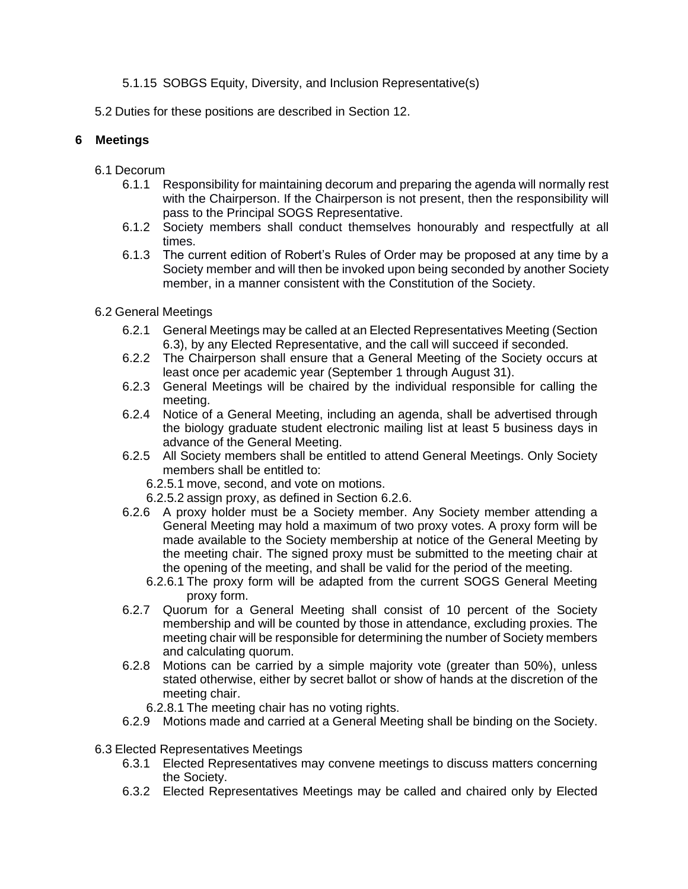5.1.15 SOBGS Equity, Diversity, and Inclusion Representative(s)

5.2 Duties for these positions are described in Section 12.

## 6 Meetings

6.1 Decorum

- 6.1.1 Responsibility for maintaining decorum and preparing the agenda will normally rest with the Chairperson. If the Chairperson is not present, then the responsibility will pass to the Principal SOGS Representative.
- 6.1.2 Society members shall conduct themselves honourably and respectfully at all times.
- 6.1.3 The current edition of Robert's Rules of Order may be proposed at any time by a Society member and will then be invoked upon being seconded by another Society member, in a manner consistent with the Constitution of the Society.

6.2 General Meetings

- 6.2.1 General Meetings may be called at an Elected Representatives Meeting (Section 6.3), by any Elected Representative, and the call will succeed if seconded.
- 6.2.2 The Chairperson shall ensure that a General Meeting of the Society occurs at least once per academic year (September 1 through August 31).
- 6.2.3 General Meetings will be chaired by the individual responsible for calling the meeting.
- 6.2.4 Notice of a General Meeting, including an agenda, shall be advertised through the biology graduate student electronic mailing list at least 5 business days in advance of the General Meeting.
- 6.2.5 All Society members shall be entitled to attend General Meetings. Only Society members shall be entitled to:
  - 6.2.5.1 move, second, and vote on motions.
  - 6.2.5.2 assign proxy, as defined in Section 6.2.6.
- 6.2.6 A proxy holder must be a Society member. Any Society member attending a General Meeting may hold a maximum of two proxy votes. A proxy form will be made available to the Society membership at notice of the General Meeting by the meeting chair. The signed proxy must be submitted to the meeting chair at the opening of the meeting, and shall be valid for the period of the meeting.
  - 6.2.6.1 The proxy form will be adapted from the current SOGS General Meeting proxy form.
- 6.2.7 Quorum for a General Meeting shall consist of 10 percent of the Society membership and will be counted by those in attendance, excluding proxies. The meeting chair will be responsible for determining the number of Society members and calculating quorum.
- 6.2.8 Motions can be carried by a simple majority vote (greater than 50%), unless stated otherwise, either by secret ballot or show of hands at the discretion of the meeting chair.
  - 6.2.8.1 The meeting chair has no voting rights.
- 6.2.9 Motions made and carried at a General Meeting shall be binding on the Society.

6.3 Elected Representatives Meetings

- 6.3.1 Elected Representatives may convene meetings to discuss matters concerning the Society.
- 6.3.2 Elected Representatives Meetings may be called and chaired only by Elected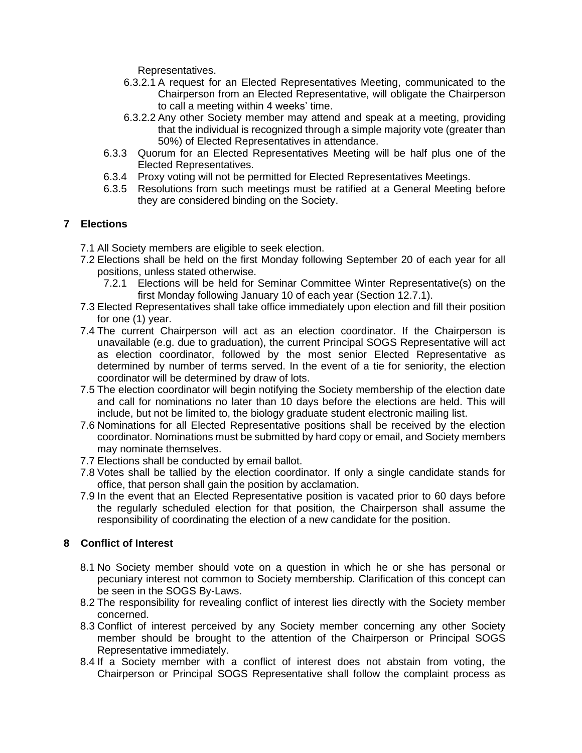Representatives.

- 6.3.2.1 A request for an Elected Representatives Meeting, communicated to the Chairperson from an Elected Representative, will obligate the Chairperson to call a meeting within 4 weeks' time.
- 6.3.2.2 Any other Society member may attend and speak at a meeting, providing that the individual is recognized through a simple majority vote (greater than 50%) of Elected Representatives in attendance.

- 6.3.3 Quorum for an Elected Representatives Meeting will be half plus one of the Elected Representatives.
- 6.3.4 Proxy voting will not be permitted for Elected Representatives Meetings.
- 6.3.5 Resolutions from such meetings must be ratified at a General Meeting before they are considered binding on the Society.

## 7 Elections

- 7.1 All Society members are eligible to seek election.
- 7.2 Elections shall be held on the first Monday following September 20 of each year for all positions, unless stated otherwise.
  - 7.2.1 Elections will be held for Seminar Committee Winter Representative(s) on the first Monday following January 10 of each year (Section 12.7.1).
- 7.3 Elected Representatives shall take office immediately upon election and fill their position for one (1) year.
- 7.4 The current Chairperson will act as an election coordinator. If the Chairperson is unavailable (e.g. due to graduation), the current Principal SOGS Representative will act as election coordinator, followed by the most senior Elected Representative as determined by number of terms served. In the event of a tie for seniority, the election coordinator will be determined by draw of lots.
- 7.5 The election coordinator will begin notifying the Society membership of the election date and call for nominations no later than 10 days before the elections are held. This will include, but not be limited to, the biology graduate student electronic mailing list.
- 7.6 Nominations for all Elected Representative positions shall be received by the election coordinator. Nominations must be submitted by hard copy or email, and Society members may nominate themselves.
- 7.7 Elections shall be conducted by email ballot.
- 7.8 Votes shall be tallied by the election coordinator. If only a single candidate stands for office, that person shall gain the position by acclamation.
- 7.9 In the event that an Elected Representative position is vacated prior to 60 days before the regularly scheduled election for that position, the Chairperson shall assume the responsibility of coordinating the election of a new candidate for the position.

## 8 Conflict of Interest

- 8.1 No Society member should vote on a question in which he or she has personal or pecuniary interest not common to Society membership. Clarification of this concept can be seen in the SOGS By-Laws.
- 8.2 The responsibility for revealing conflict of interest lies directly with the Society member concerned.
- 8.3 Conflict of interest perceived by any Society member concerning any other Society member should be brought to the attention of the Chairperson or Principal SOGS Representative immediately.
- 8.4 If a Society member with a conflict of interest does not abstain from voting, the Chairperson or Principal SOGS Representative shall follow the complaint process as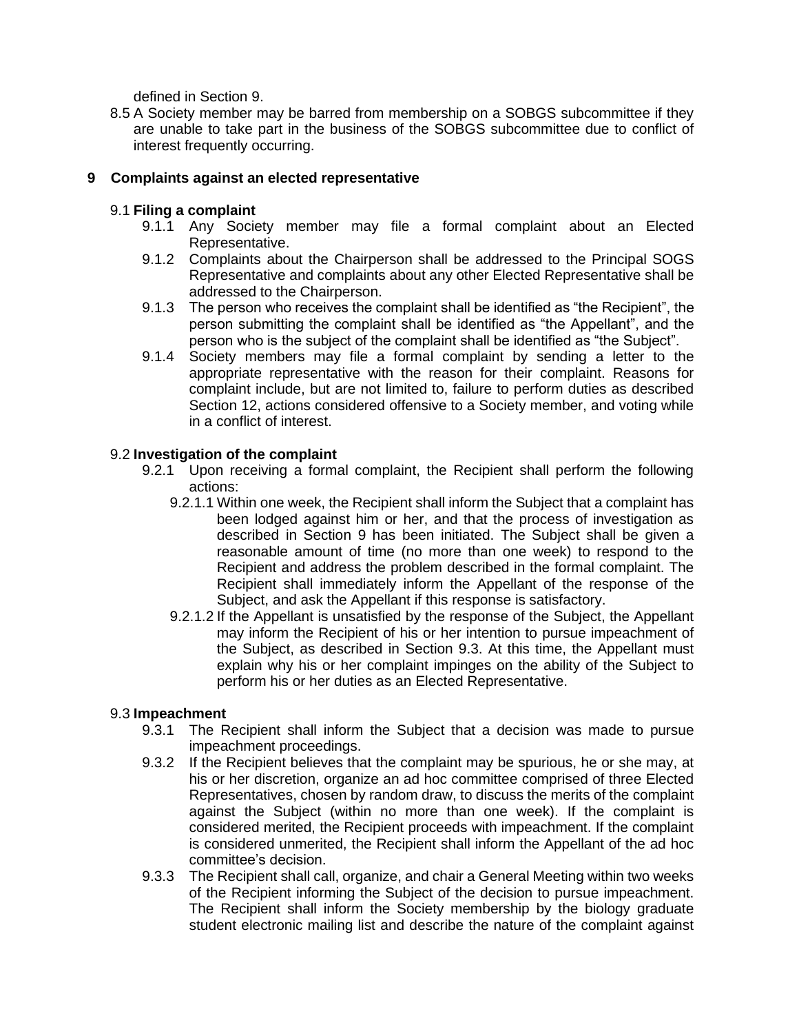defined in Section 9.

8.5 A Society member may be barred from membership on a SOBGS subcommittee if they are unable to take part in the business of the SOBGS subcommittee due to conflict of interest frequently occurring.

## 9 Complaints against an elected representative

### 9.1 Filing a complaint

9.1.1 Any Society member may file a formal complaint about an Elected Representative.

9.1.2 Complaints about the Chairperson shall be addressed to the Principal SOGS Representative and complaints about any other Elected Representative shall be addressed to the Chairperson.

9.1.3 The person who receives the complaint shall be identified as "the Recipient", the person submitting the complaint shall be identified as "the Appellant", and the person who is the subject of the complaint shall be identified as "the Subject".

9.1.4 Society members may file a formal complaint by sending a letter to the appropriate representative with the reason for their complaint. Reasons for complaint include, but are not limited to, failure to perform duties as described Section 12, actions considered offensive to a Society member, and voting while in a conflict of interest.

### 9.2 Investigation of the complaint

9.2.1 Upon receiving a formal complaint, the Recipient shall perform the following actions:

9.2.1.1 Within one week, the Recipient shall inform the Subject that a complaint has been lodged against him or her, and that the process of investigation as described in Section 9 has been initiated. The Subject shall be given a reasonable amount of time (no more than one week) to respond to the Recipient and address the problem described in the formal complaint. The Recipient shall immediately inform the Appellant of the response of the Subject, and ask the Appellant if this response is satisfactory.

9.2.1.2 If the Appellant is unsatisfied by the response of the Subject, the Appellant may inform the Recipient of his or her intention to pursue impeachment of the Subject, as described in Section 9.3. At this time, the Appellant must explain why his or her complaint impinges on the ability of the Subject to perform his or her duties as an Elected Representative.

### 9.3 Impeachment

9.3.1 The Recipient shall inform the Subject that a decision was made to pursue impeachment proceedings.

9.3.2 If the Recipient believes that the complaint may be spurious, he or she may, at his or her discretion, organize an ad hoc committee comprised of three Elected Representatives, chosen by random draw, to discuss the merits of the complaint against the Subject (within no more than one week). If the complaint is considered merited, the Recipient proceeds with impeachment. If the complaint is considered unmerited, the Recipient shall inform the Appellant of the ad hoc committee's decision.

9.3.3 The Recipient shall call, organize, and chair a General Meeting within two weeks of the Recipient informing the Subject of the decision to pursue impeachment. The Recipient shall inform the Society membership by the biology graduate student electronic mailing list and describe the nature of the complaint against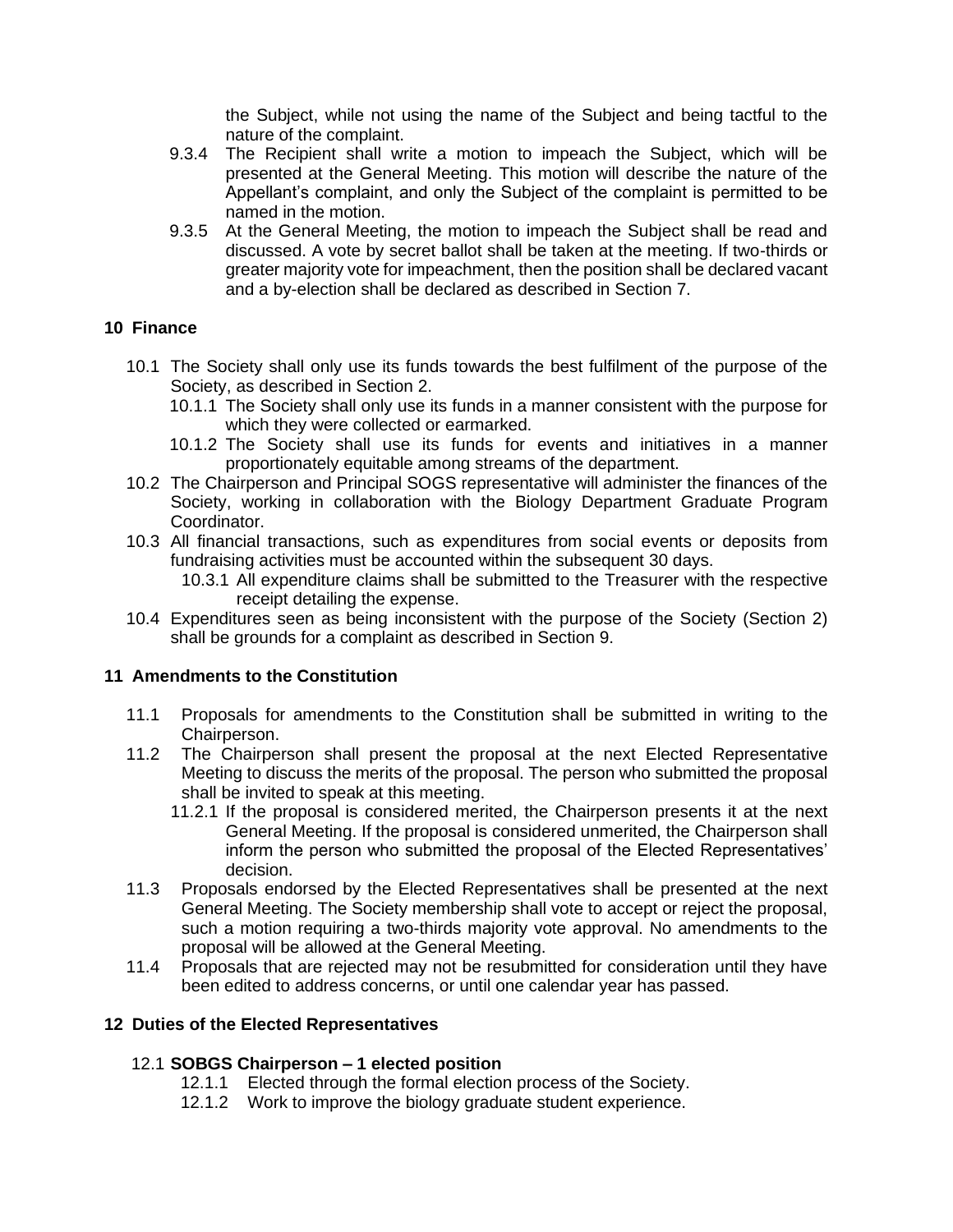the Subject, while not using the name of the Subject and being tactful to the nature of the complaint.

9.3.4 The Recipient shall write a motion to impeach the Subject, which will be presented at the General Meeting. This motion will describe the nature of the Appellant's complaint, and only the Subject of the complaint is permitted to be named in the motion.

9.3.5 At the General Meeting, the motion to impeach the Subject shall be read and discussed. A vote by secret ballot shall be taken at the meeting. If two-thirds or greater majority vote for impeachment, then the position shall be declared vacant and a by-election shall be declared as described in Section 7.

## 10 Finance

10.1 The Society shall only use its funds towards the best fulfilment of the purpose of the Society, as described in Section 2.

- 10.1.1 The Society shall only use its funds in a manner consistent with the purpose for which they were collected or earmarked.
- 10.1.2 The Society shall use its funds for events and initiatives in a manner proportionately equitable among streams of the department.

10.2 The Chairperson and Principal SOGS representative will administer the finances of the Society, working in collaboration with the Biology Department Graduate Program Coordinator.

10.3 All financial transactions, such as expenditures from social events or deposits from fundraising activities must be accounted within the subsequent 30 days.

- 10.3.1 All expenditure claims shall be submitted to the Treasurer with the respective receipt detailing the expense.

10.4 Expenditures seen as being inconsistent with the purpose of the Society (Section 2) shall be grounds for a complaint as described in Section 9.

## 11 Amendments to the Constitution

11.1 Proposals for amendments to the Constitution shall be submitted in writing to the Chairperson.

11.2 The Chairperson shall present the proposal at the next Elected Representative Meeting to discuss the merits of the proposal. The person who submitted the proposal shall be invited to speak at this meeting.

- 11.2.1 If the proposal is considered merited, the Chairperson presents it at the next General Meeting. If the proposal is considered unmerited, the Chairperson shall inform the person who submitted the proposal of the Elected Representatives' decision.

11.3 Proposals endorsed by the Elected Representatives shall be presented at the next General Meeting. The Society membership shall vote to accept or reject the proposal, such a motion requiring a two-thirds majority vote approval. No amendments to the proposal will be allowed at the General Meeting.

11.4 Proposals that are rejected may not be resubmitted for consideration until they have been edited to address concerns, or until one calendar year has passed.

## 12 Duties of the Elected Representatives

### 12.1 SOBGS Chairperson – 1 elected position

- 12.1.1 Elected through the formal election process of the Society.
- 12.1.2 Work to improve the biology graduate student experience.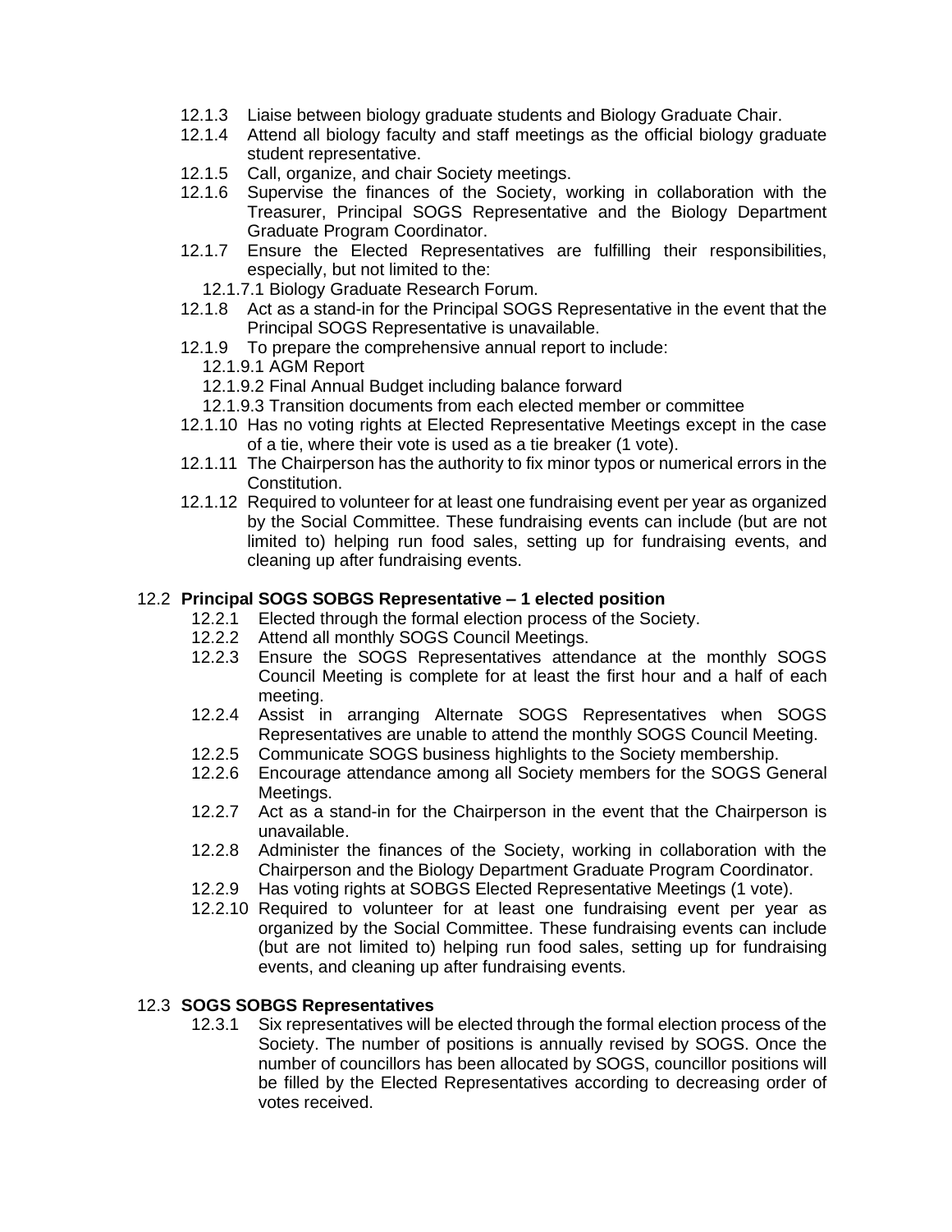12.1.3 Liaise between biology graduate students and Biology Graduate Chair.
12.1.4 Attend all biology faculty and staff meetings as the official biology graduate student representative.
12.1.5 Call, organize, and chair Society meetings.
12.1.6 Supervise the finances of the Society, working in collaboration with the Treasurer, Principal SOGS Representative and the Biology Department Graduate Program Coordinator.
12.1.7 Ensure the Elected Representatives are fulfilling their responsibilities, especially, but not limited to the:
  12.1.7.1 Biology Graduate Research Forum.
12.1.8 Act as a stand-in for the Principal SOGS Representative in the event that the Principal SOGS Representative is unavailable.
12.1.9 To prepare the comprehensive annual report to include:
  12.1.9.1 AGM Report
  12.1.9.2 Final Annual Budget including balance forward
  12.1.9.3 Transition documents from each elected member or committee
12.1.10 Has no voting rights at Elected Representative Meetings except in the case of a tie, where their vote is used as a tie breaker (1 vote).
12.1.11 The Chairperson has the authority to fix minor typos or numerical errors in the Constitution.
12.1.12 Required to volunteer for at least one fundraising event per year as organized by the Social Committee. These fundraising events can include (but are not limited to) helping run food sales, setting up for fundraising events, and cleaning up after fundraising events.

12.2 **Principal SOGS SOBGS Representative – 1 elected position**
  12.2.1 Elected through the formal election process of the Society.
  12.2.2 Attend all monthly SOGS Council Meetings.
  12.2.3 Ensure the SOGS Representatives attendance at the monthly SOGS Council Meeting is complete for at least the first hour and a half of each meeting.
  12.2.4 Assist in arranging Alternate SOGS Representatives when SOGS Representatives are unable to attend the monthly SOGS Council Meeting.
  12.2.5 Communicate SOGS business highlights to the Society membership.
  12.2.6 Encourage attendance among all Society members for the SOGS General Meetings.
  12.2.7 Act as a stand-in for the Chairperson in the event that the Chairperson is unavailable.
  12.2.8 Administer the finances of the Society, working in collaboration with the Chairperson and the Biology Department Graduate Program Coordinator.
  12.2.9 Has voting rights at SOBGS Elected Representative Meetings (1 vote).
  12.2.10 Required to volunteer for at least one fundraising event per year as organized by the Social Committee. These fundraising events can include (but are not limited to) helping run food sales, setting up for fundraising events, and cleaning up after fundraising events.

12.3 **SOGS SOBGS Representatives**
  12.3.1 Six representatives will be elected through the formal election process of the Society. The number of positions is annually revised by SOGS. Once the number of councillors has been allocated by SOGS, councillor positions will be filled by the Elected Representatives according to decreasing order of votes received.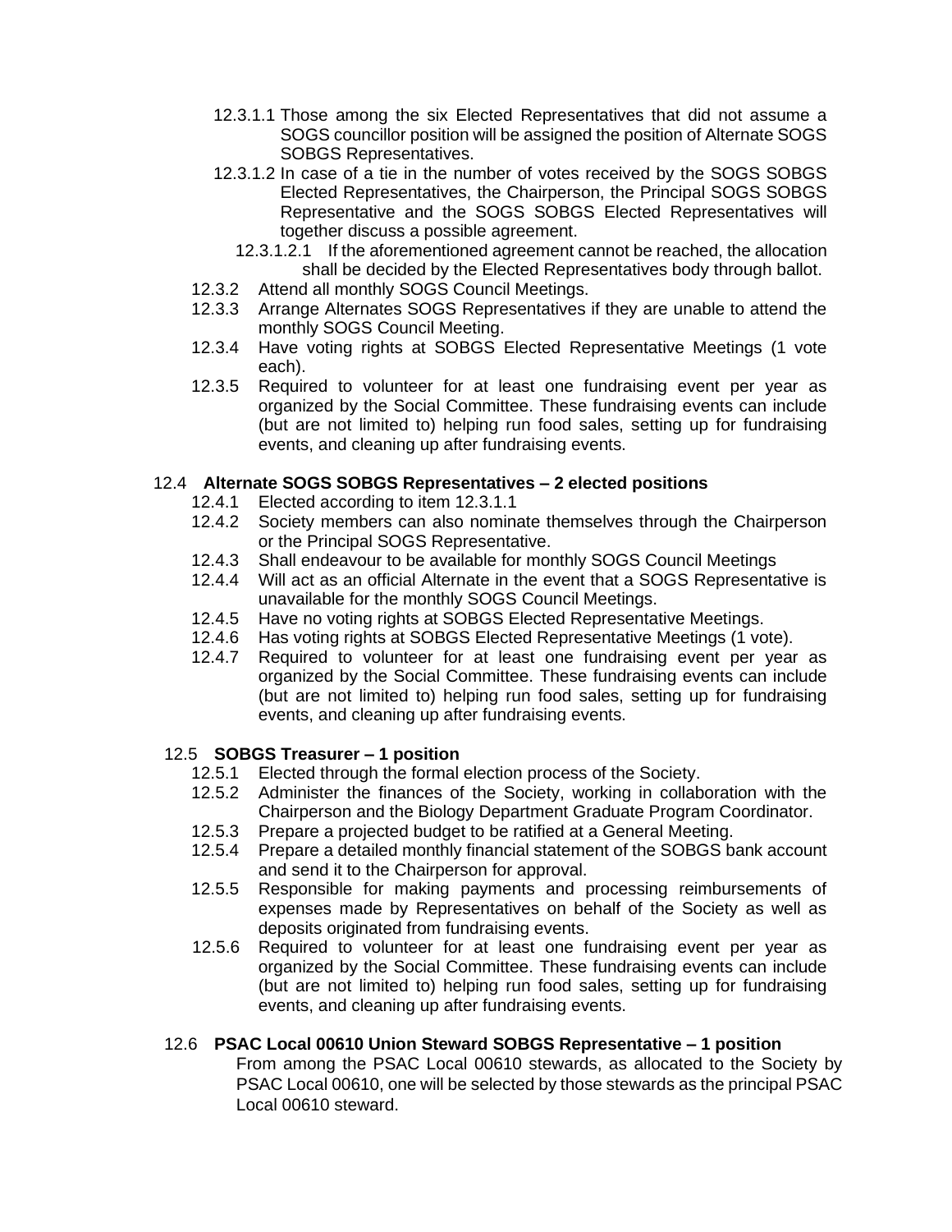12.3.1.1 Those among the six Elected Representatives that did not assume a SOGS councillor position will be assigned the position of Alternate SOGS SOBGS Representatives.

12.3.1.2 In case of a tie in the number of votes received by the SOGS SOBGS Elected Representatives, the Chairperson, the Principal SOGS SOBGS Representative and the SOGS SOBGS Elected Representatives will together discuss a possible agreement.

12.3.1.2.1 If the aforementioned agreement cannot be reached, the allocation shall be decided by the Elected Representatives body through ballot.

12.3.2 Attend all monthly SOGS Council Meetings.

12.3.3 Arrange Alternates SOGS Representatives if they are unable to attend the monthly SOGS Council Meeting.

12.3.4 Have voting rights at SOBGS Elected Representative Meetings (1 vote each).

12.3.5 Required to volunteer for at least one fundraising event per year as organized by the Social Committee. These fundraising events can include (but are not limited to) helping run food sales, setting up for fundraising events, and cleaning up after fundraising events.

12.4 **Alternate SOGS SOBGS Representatives – 2 elected positions**

12.4.1 Elected according to item 12.3.1.1

12.4.2 Society members can also nominate themselves through the Chairperson or the Principal SOGS Representative.

12.4.3 Shall endeavour to be available for monthly SOGS Council Meetings

12.4.4 Will act as an official Alternate in the event that a SOGS Representative is unavailable for the monthly SOGS Council Meetings.

12.4.5 Have no voting rights at SOBGS Elected Representative Meetings.

12.4.6 Has voting rights at SOBGS Elected Representative Meetings (1 vote).

12.4.7 Required to volunteer for at least one fundraising event per year as organized by the Social Committee. These fundraising events can include (but are not limited to) helping run food sales, setting up for fundraising events, and cleaning up after fundraising events.

12.5 **SOBGS Treasurer – 1 position**

12.5.1 Elected through the formal election process of the Society.

12.5.2 Administer the finances of the Society, working in collaboration with the Chairperson and the Biology Department Graduate Program Coordinator.

12.5.3 Prepare a projected budget to be ratified at a General Meeting.

12.5.4 Prepare a detailed monthly financial statement of the SOBGS bank account and send it to the Chairperson for approval.

12.5.5 Responsible for making payments and processing reimbursements of expenses made by Representatives on behalf of the Society as well as deposits originated from fundraising events.

12.5.6 Required to volunteer for at least one fundraising event per year as organized by the Social Committee. These fundraising events can include (but are not limited to) helping run food sales, setting up for fundraising events, and cleaning up after fundraising events.

12.6 **PSAC Local 00610 Union Steward SOBGS Representative – 1 position**

From among the PSAC Local 00610 stewards, as allocated to the Society by PSAC Local 00610, one will be selected by those stewards as the principal PSAC Local 00610 steward.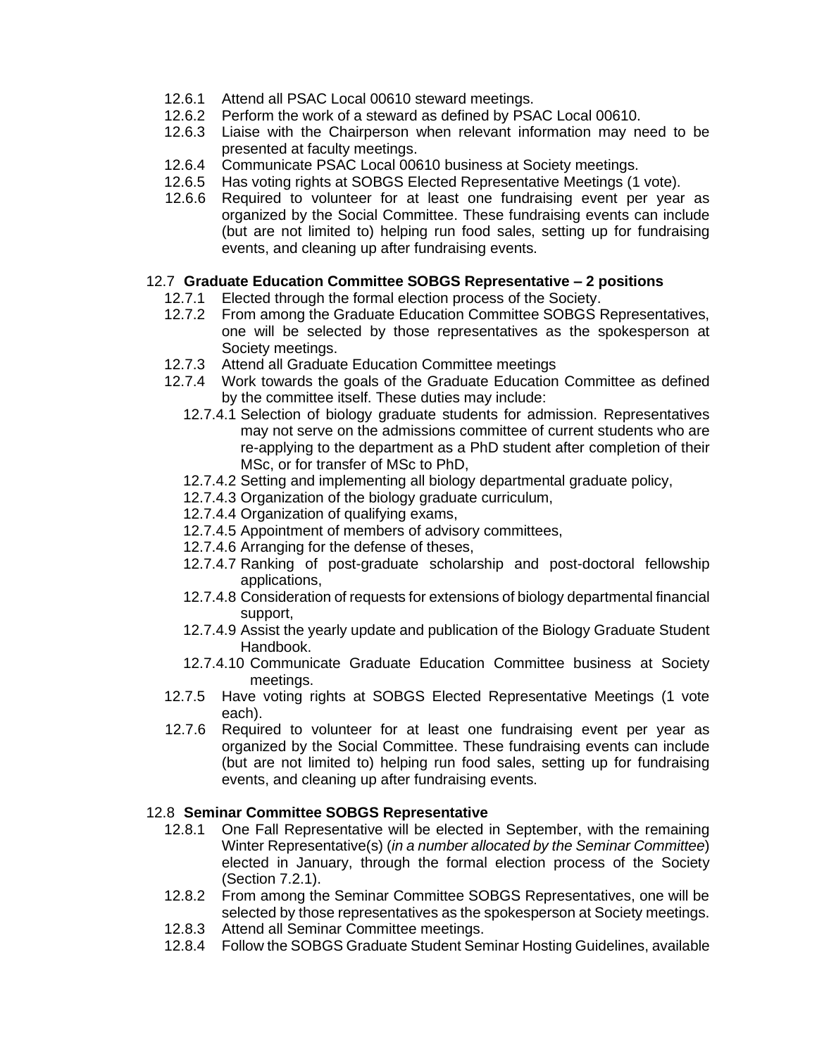- 12.6.1 Attend all PSAC Local 00610 steward meetings.
- 12.6.2 Perform the work of a steward as defined by PSAC Local 00610.
- 12.6.3 Liaise with the Chairperson when relevant information may need to be presented at faculty meetings.
- 12.6.4 Communicate PSAC Local 00610 business at Society meetings.
- 12.6.5 Has voting rights at SOBGS Elected Representative Meetings (1 vote).
- 12.6.6 Required to volunteer for at least one fundraising event per year as organized by the Social Committee. These fundraising events can include (but are not limited to) helping run food sales, setting up for fundraising events, and cleaning up after fundraising events.

12.7 **Graduate Education Committee SOBGS Representative – 2 positions**

- 12.7.1 Elected through the formal election process of the Society.
- 12.7.2 From among the Graduate Education Committee SOBGS Representatives, one will be selected by those representatives as the spokesperson at Society meetings.
- 12.7.3 Attend all Graduate Education Committee meetings
- 12.7.4 Work towards the goals of the Graduate Education Committee as defined by the committee itself. These duties may include:
  - 12.7.4.1 Selection of biology graduate students for admission. Representatives may not serve on the admissions committee of current students who are re-applying to the department as a PhD student after completion of their MSc, or for transfer of MSc to PhD,
  - 12.7.4.2 Setting and implementing all biology departmental graduate policy,
  - 12.7.4.3 Organization of the biology graduate curriculum,
  - 12.7.4.4 Organization of qualifying exams,
  - 12.7.4.5 Appointment of members of advisory committees,
  - 12.7.4.6 Arranging for the defense of theses,
  - 12.7.4.7 Ranking of post-graduate scholarship and post-doctoral fellowship applications,
  - 12.7.4.8 Consideration of requests for extensions of biology departmental financial support,
  - 12.7.4.9 Assist the yearly update and publication of the Biology Graduate Student Handbook.
  - 12.7.4.10 Communicate Graduate Education Committee business at Society meetings.
- 12.7.5 Have voting rights at SOBGS Elected Representative Meetings (1 vote each).
- 12.7.6 Required to volunteer for at least one fundraising event per year as organized by the Social Committee. These fundraising events can include (but are not limited to) helping run food sales, setting up for fundraising events, and cleaning up after fundraising events.

12.8 **Seminar Committee SOBGS Representative**

- 12.8.1 One Fall Representative will be elected in September, with the remaining Winter Representative(s) (*in a number allocated by the Seminar Committee*) elected in January, through the formal election process of the Society (Section 7.2.1).
- 12.8.2 From among the Seminar Committee SOBGS Representatives, one will be selected by those representatives as the spokesperson at Society meetings.
- 12.8.3 Attend all Seminar Committee meetings.
- 12.8.4 Follow the SOBGS Graduate Student Seminar Hosting Guidelines, available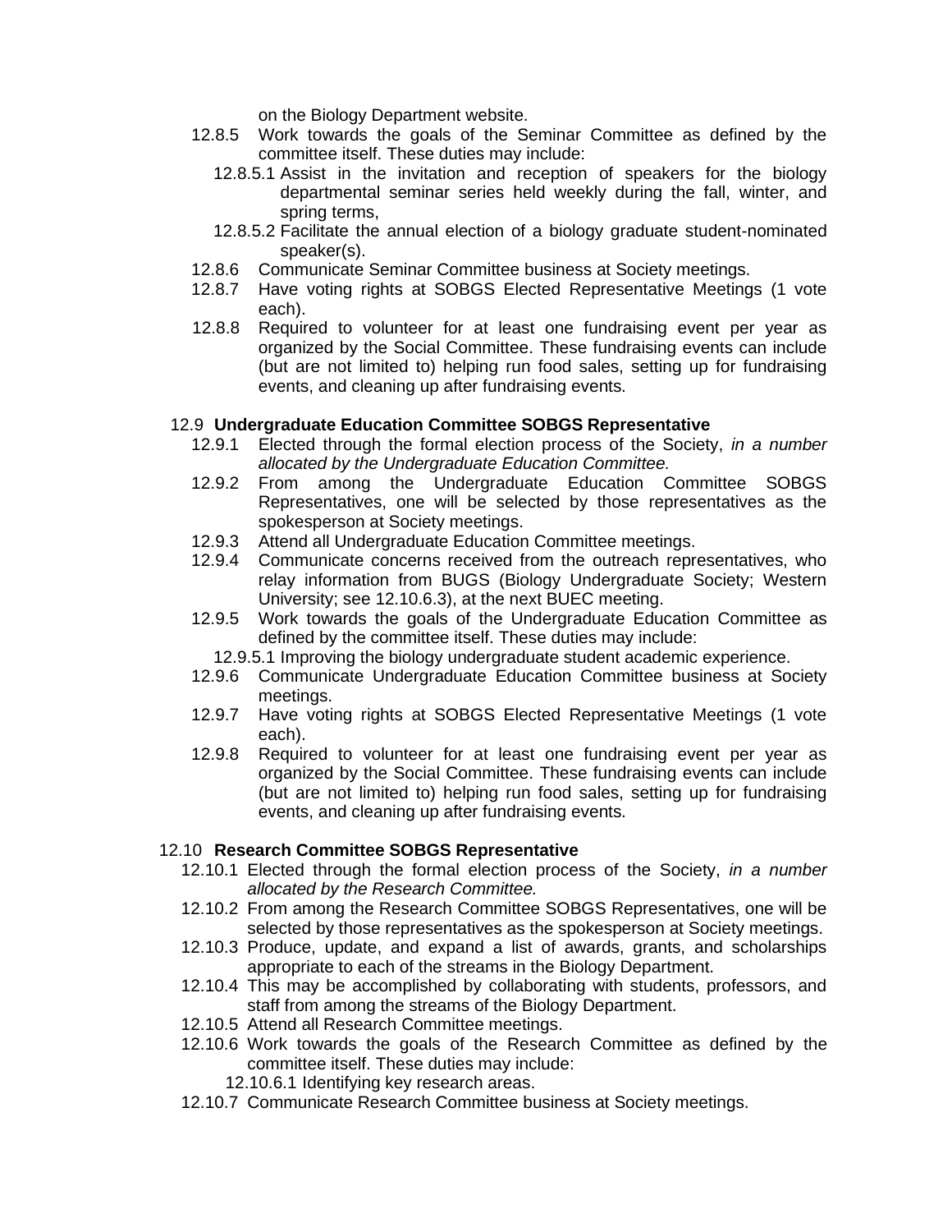on the Biology Department website.

12.8.5 Work towards the goals of the Seminar Committee as defined by the committee itself. These duties may include:

12.8.5.1 Assist in the invitation and reception of speakers for the biology departmental seminar series held weekly during the fall, winter, and spring terms,

12.8.5.2 Facilitate the annual election of a biology graduate student-nominated speaker(s).

12.8.6 Communicate Seminar Committee business at Society meetings.

12.8.7 Have voting rights at SOBGS Elected Representative Meetings (1 vote each).

12.8.8 Required to volunteer for at least one fundraising event per year as organized by the Social Committee. These fundraising events can include (but are not limited to) helping run food sales, setting up for fundraising events, and cleaning up after fundraising events.

### 12.9 Undergraduate Education Committee SOBGS Representative

12.9.1 Elected through the formal election process of the Society, *in a number allocated by the Undergraduate Education Committee.*

12.9.2 From among the Undergraduate Education Committee SOBGS Representatives, one will be selected by those representatives as the spokesperson at Society meetings.

12.9.3 Attend all Undergraduate Education Committee meetings.

12.9.4 Communicate concerns received from the outreach representatives, who relay information from BUGS (Biology Undergraduate Society; Western University; see 12.10.6.3), at the next BUEC meeting.

12.9.5 Work towards the goals of the Undergraduate Education Committee as defined by the committee itself. These duties may include:

12.9.5.1 Improving the biology undergraduate student academic experience.

12.9.6 Communicate Undergraduate Education Committee business at Society meetings.

12.9.7 Have voting rights at SOBGS Elected Representative Meetings (1 vote each).

12.9.8 Required to volunteer for at least one fundraising event per year as organized by the Social Committee. These fundraising events can include (but are not limited to) helping run food sales, setting up for fundraising events, and cleaning up after fundraising events.

### 12.10 Research Committee SOBGS Representative

12.10.1 Elected through the formal election process of the Society, *in a number allocated by the Research Committee.*

12.10.2 From among the Research Committee SOBGS Representatives, one will be selected by those representatives as the spokesperson at Society meetings.

12.10.3 Produce, update, and expand a list of awards, grants, and scholarships appropriate to each of the streams in the Biology Department.

12.10.4 This may be accomplished by collaborating with students, professors, and staff from among the streams of the Biology Department.

12.10.5 Attend all Research Committee meetings.

12.10.6 Work towards the goals of the Research Committee as defined by the committee itself. These duties may include:

12.10.6.1 Identifying key research areas.

12.10.7 Communicate Research Committee business at Society meetings.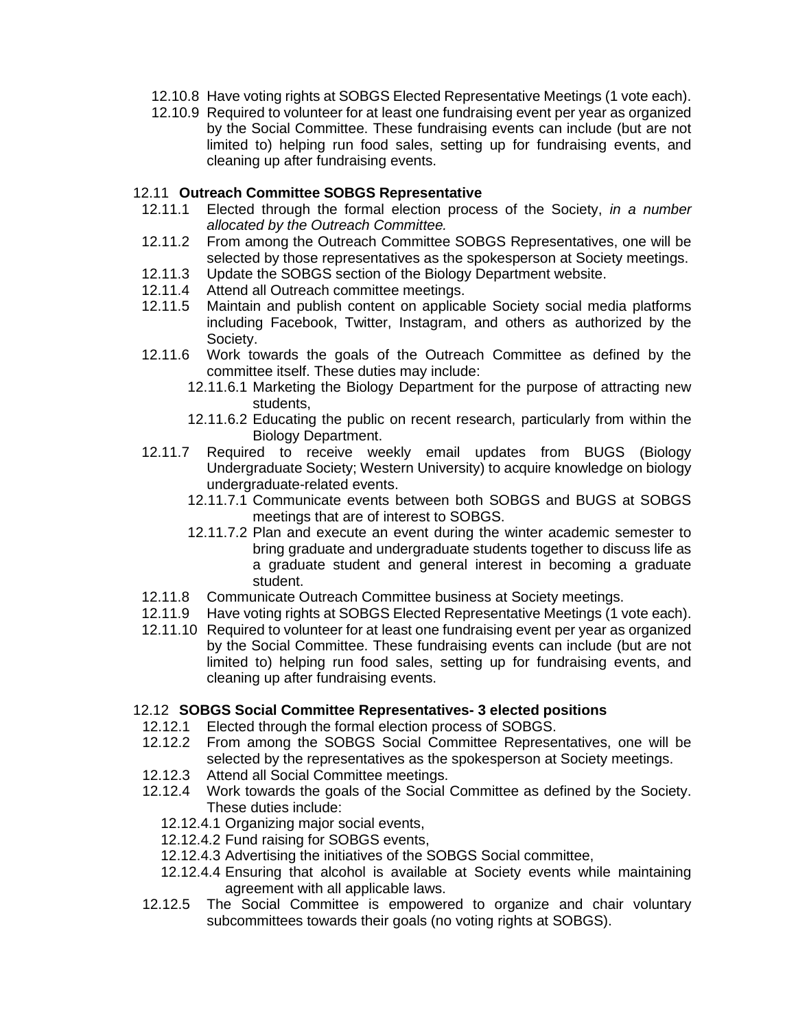12.10.8 Have voting rights at SOBGS Elected Representative Meetings (1 vote each).

12.10.9 Required to volunteer for at least one fundraising event per year as organized by the Social Committee. These fundraising events can include (but are not limited to) helping run food sales, setting up for fundraising events, and cleaning up after fundraising events.

### 12.11 **Outreach Committee SOBGS Representative**

12.11.1 Elected through the formal election process of the Society, *in a number allocated by the Outreach Committee.*

12.11.2 From among the Outreach Committee SOBGS Representatives, one will be selected by those representatives as the spokesperson at Society meetings.

12.11.3 Update the SOBGS section of the Biology Department website.

12.11.4 Attend all Outreach committee meetings.

12.11.5 Maintain and publish content on applicable Society social media platforms including Facebook, Twitter, Instagram, and others as authorized by the Society.

12.11.6 Work towards the goals of the Outreach Committee as defined by the committee itself. These duties may include:

- 12.11.6.1 Marketing the Biology Department for the purpose of attracting new students,
- 12.11.6.2 Educating the public on recent research, particularly from within the Biology Department.

12.11.7 Required to receive weekly email updates from BUGS (Biology Undergraduate Society; Western University) to acquire knowledge on biology undergraduate-related events.

- 12.11.7.1 Communicate events between both SOBGS and BUGS at SOBGS meetings that are of interest to SOBGS.
- 12.11.7.2 Plan and execute an event during the winter academic semester to bring graduate and undergraduate students together to discuss life as a graduate student and general interest in becoming a graduate student.

12.11.8 Communicate Outreach Committee business at Society meetings.

12.11.9 Have voting rights at SOBGS Elected Representative Meetings (1 vote each).

12.11.10 Required to volunteer for at least one fundraising event per year as organized by the Social Committee. These fundraising events can include (but are not limited to) helping run food sales, setting up for fundraising events, and cleaning up after fundraising events.

### 12.12 **SOBGS Social Committee Representatives- 3 elected positions**

12.12.1 Elected through the formal election process of SOBGS.

12.12.2 From among the SOBGS Social Committee Representatives, one will be selected by the representatives as the spokesperson at Society meetings.

12.12.3 Attend all Social Committee meetings.

12.12.4 Work towards the goals of the Social Committee as defined by the Society. These duties include:

- 12.12.4.1 Organizing major social events,
- 12.12.4.2 Fund raising for SOBGS events,
- 12.12.4.3 Advertising the initiatives of the SOBGS Social committee,
- 12.12.4.4 Ensuring that alcohol is available at Society events while maintaining agreement with all applicable laws.

12.12.5 The Social Committee is empowered to organize and chair voluntary subcommittees towards their goals (no voting rights at SOBGS).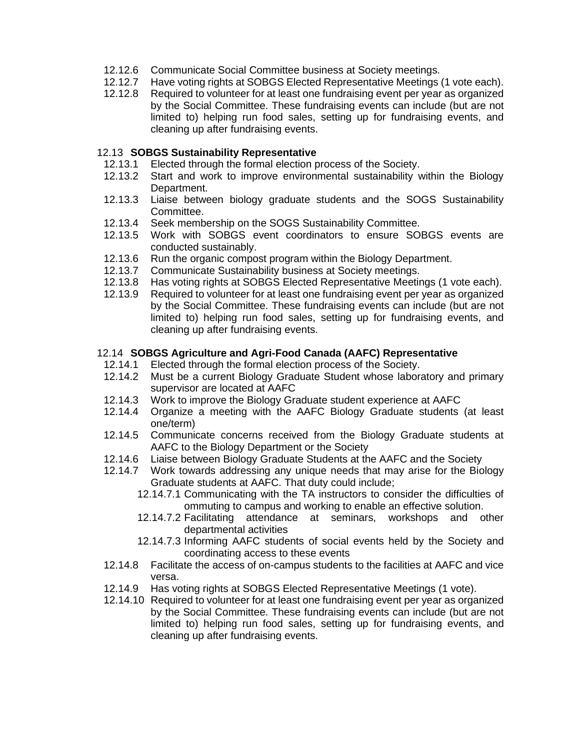- 12.12.6 Communicate Social Committee business at Society meetings.
- 12.12.7 Have voting rights at SOBGS Elected Representative Meetings (1 vote each).
- 12.12.8 Required to volunteer for at least one fundraising event per year as organized by the Social Committee. These fundraising events can include (but are not limited to) helping run food sales, setting up for fundraising events, and cleaning up after fundraising events.

12.13 **SOBGS Sustainability Representative**

- 12.13.1 Elected through the formal election process of the Society.
- 12.13.2 Start and work to improve environmental sustainability within the Biology Department.
- 12.13.3 Liaise between biology graduate students and the SOGS Sustainability Committee.
- 12.13.4 Seek membership on the SOGS Sustainability Committee.
- 12.13.5 Work with SOBGS event coordinators to ensure SOBGS events are conducted sustainably.
- 12.13.6 Run the organic compost program within the Biology Department.
- 12.13.7 Communicate Sustainability business at Society meetings.
- 12.13.8 Has voting rights at SOBGS Elected Representative Meetings (1 vote each).
- 12.13.9 Required to volunteer for at least one fundraising event per year as organized by the Social Committee. These fundraising events can include (but are not limited to) helping run food sales, setting up for fundraising events, and cleaning up after fundraising events.

12.14 **SOBGS Agriculture and Agri-Food Canada (AAFC) Representative**

- 12.14.1 Elected through the formal election process of the Society.
- 12.14.2 Must be a current Biology Graduate Student whose laboratory and primary supervisor are located at AAFC
- 12.14.3 Work to improve the Biology Graduate student experience at AAFC
- 12.14.4 Organize a meeting with the AAFC Biology Graduate students (at least one/term)
- 12.14.5 Communicate concerns received from the Biology Graduate students at AAFC to the Biology Department or the Society
- 12.14.6 Liaise between Biology Graduate Students at the AAFC and the Society
- 12.14.7 Work towards addressing any unique needs that may arise for the Biology Graduate students at AAFC. That duty could include;
  - 12.14.7.1 Communicating with the TA instructors to consider the difficulties of ommuting to campus and working to enable an effective solution.
  - 12.14.7.2 Facilitating attendance at seminars, workshops and other departmental activities
  - 12.14.7.3 Informing AAFC students of social events held by the Society and coordinating access to these events
- 12.14.8 Facilitate the access of on-campus students to the facilities at AAFC and vice versa.
- 12.14.9 Has voting rights at SOBGS Elected Representative Meetings (1 vote).
- 12.14.10 Required to volunteer for at least one fundraising event per year as organized by the Social Committee. These fundraising events can include (but are not limited to) helping run food sales, setting up for fundraising events, and cleaning up after fundraising events.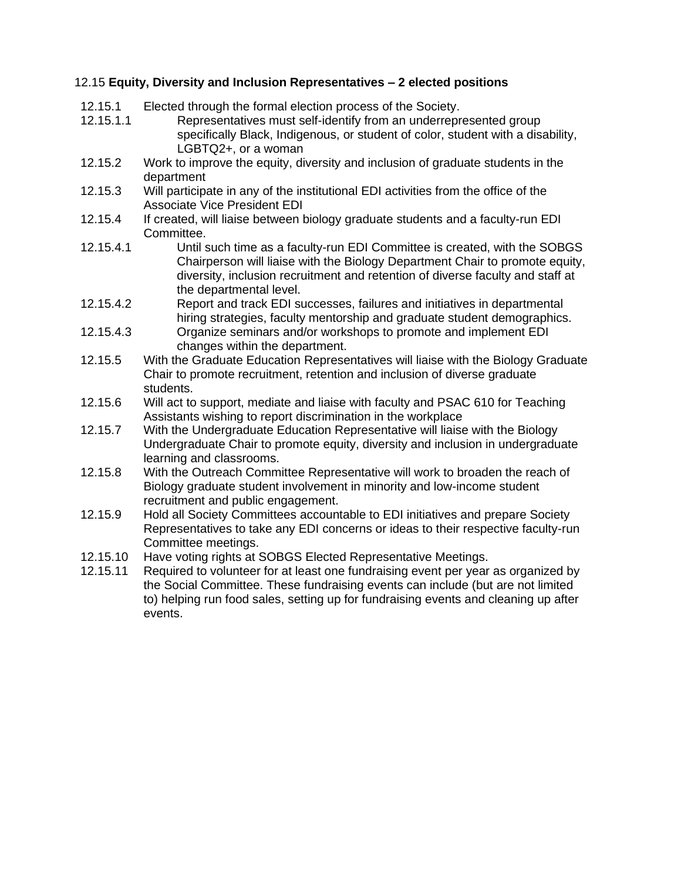12.15 **Equity, Diversity and Inclusion Representatives – 2 elected positions**

12.15.1 Elected through the formal election process of the Society.

12.15.1.1 Representatives must self-identify from an underrepresented group specifically Black, Indigenous, or student of color, student with a disability, LGBTQ2+, or a woman

12.15.2 Work to improve the equity, diversity and inclusion of graduate students in the department

12.15.3 Will participate in any of the institutional EDI activities from the office of the Associate Vice President EDI

12.15.4 If created, will liaise between biology graduate students and a faculty-run EDI Committee.

12.15.4.1 Until such time as a faculty-run EDI Committee is created, with the SOBGS Chairperson will liaise with the Biology Department Chair to promote equity, diversity, inclusion recruitment and retention of diverse faculty and staff at the departmental level.

12.15.4.2 Report and track EDI successes, failures and initiatives in departmental hiring strategies, faculty mentorship and graduate student demographics.

12.15.4.3 Organize seminars and/or workshops to promote and implement EDI changes within the department.

12.15.5 With the Graduate Education Representatives will liaise with the Biology Graduate Chair to promote recruitment, retention and inclusion of diverse graduate students.

12.15.6 Will act to support, mediate and liaise with faculty and PSAC 610 for Teaching Assistants wishing to report discrimination in the workplace

12.15.7 With the Undergraduate Education Representative will liaise with the Biology Undergraduate Chair to promote equity, diversity and inclusion in undergraduate learning and classrooms.

12.15.8 With the Outreach Committee Representative will work to broaden the reach of Biology graduate student involvement in minority and low-income student recruitment and public engagement.

12.15.9 Hold all Society Committees accountable to EDI initiatives and prepare Society Representatives to take any EDI concerns or ideas to their respective faculty-run Committee meetings.

12.15.10 Have voting rights at SOBGS Elected Representative Meetings.

12.15.11 Required to volunteer for at least one fundraising event per year as organized by the Social Committee. These fundraising events can include (but are not limited to) helping run food sales, setting up for fundraising events and cleaning up after events.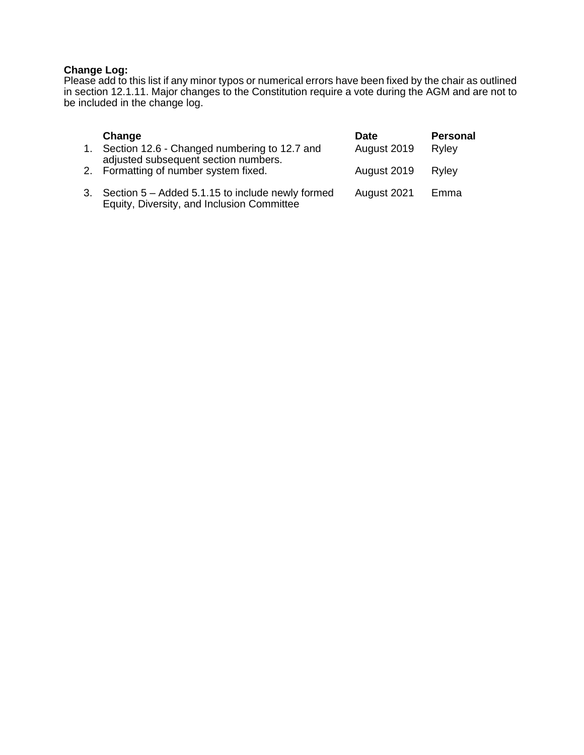**Change Log:**
Please add to this list if any minor typos or numerical errors have been fixed by the chair as outlined in section 12.1.11. Major changes to the Constitution require a vote during the AGM and are not to be included in the change log.

| | Change | Date | Personal |
|---|---|---|---|
| 1. | Section 12.6 - Changed numbering to 12.7 and adjusted subsequent section numbers. | August 2019 | Ryley |
| 2. | Formatting of number system fixed. | August 2019 | Ryley |
| 3. | Section 5 – Added 5.1.15 to include newly formed Equity, Diversity, and Inclusion Committee | August 2021 | Emma |